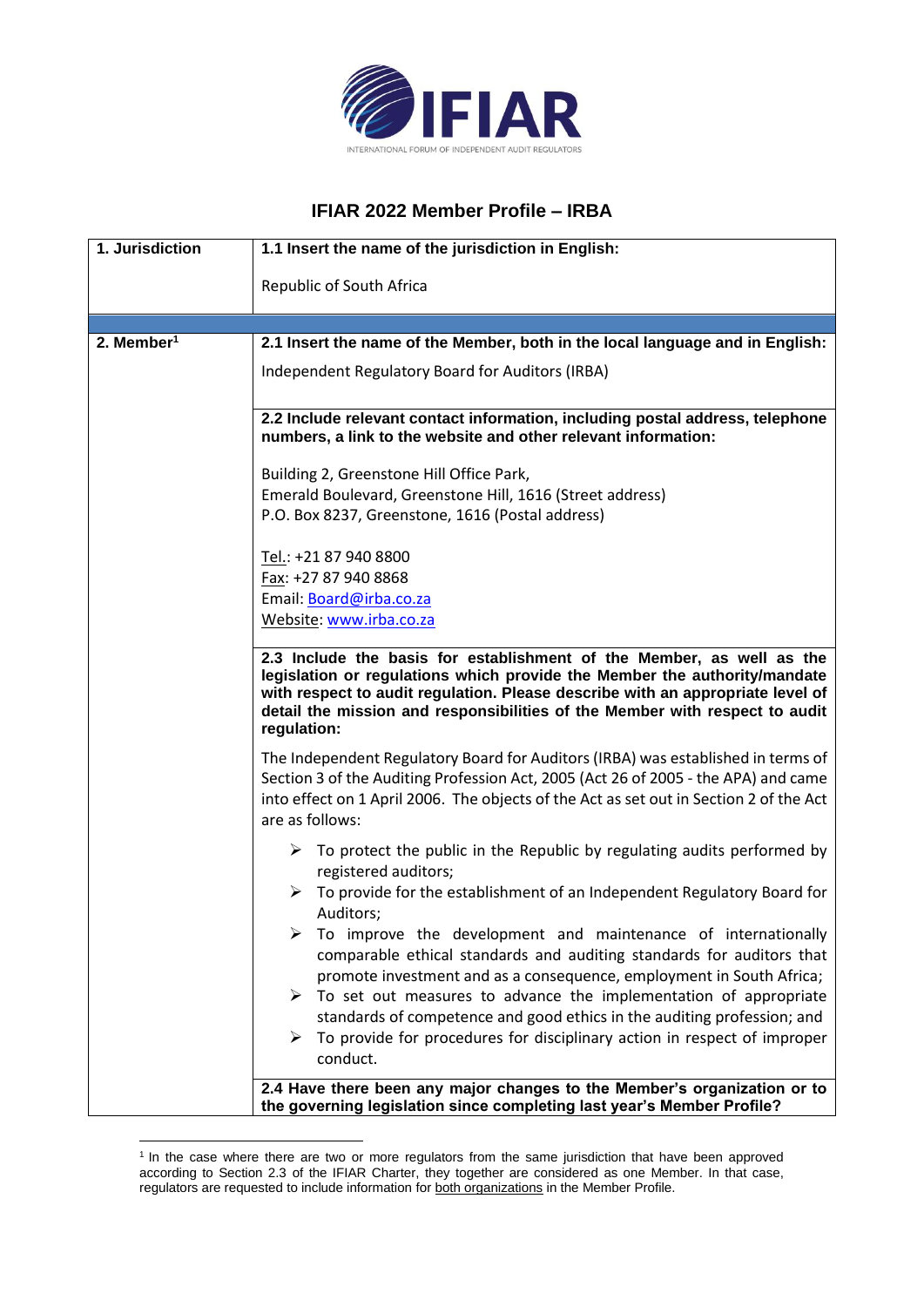# IFIAR 2022 Member Profile – IRBA

| 1. Jurisdiction | 1.1 Insert the name of the jurisdiction in English: |
|---|---|
| | Republic of South Africa |
| | |
| 2. Member[1] | **2.1 Insert the name of the Member, both in the local language and in English:** |
| | Independent Regulatory Board for Auditors (IRBA) |
| | **2.2 Include relevant contact information, including postal address, telephone numbers, a link to the website and other relevant information:** |
| | Building 2, Greenstone Hill Office Park,<br>Emerald Boulevard, Greenstone Hill, 1616 (Street address)<br>P.O. Box 8237, Greenstone, 1616 (Postal address)<br><br>Tel.: +21 87 940 8800<br>Fax: +27 87 940 8868<br>Email: Board@irba.co.za<br>Website: www.irba.co.za |
| | **2.3 Include the basis for establishment of the Member, as well as the legislation or regulations which provide the Member the authority/mandate with respect to audit regulation. Please describe with an appropriate level of detail the mission and responsibilities of the Member with respect to audit regulation:** |
| | The Independent Regulatory Board for Auditors (IRBA) was established in terms of Section 3 of the Auditing Profession Act, 2005 (Act 26 of 2005 - the APA) and came into effect on 1 April 2006. The objects of the Act as set out in Section 2 of the Act are as follows:<br><br>➢ To protect the public in the Republic by regulating audits performed by registered auditors;<br>➢ To provide for the establishment of an Independent Regulatory Board for Auditors;<br>➢ To improve the development and maintenance of internationally comparable ethical standards and auditing standards for auditors that promote investment and as a consequence, employment in South Africa;<br>➢ To set out measures to advance the implementation of appropriate standards of competence and good ethics in the auditing profession; and<br>➢ To provide for procedures for disciplinary action in respect of improper conduct. |
| | **2.4 Have there been any major changes to the Member's organization or to the governing legislation since completing last year's Member Profile?** |

[1] In the case where there are two or more regulators from the same jurisdiction that have been approved according to Section 2.3 of the IFIAR Charter, they together are considered as one Member. In that case, regulators are requested to include information for both organizations in the Member Profile.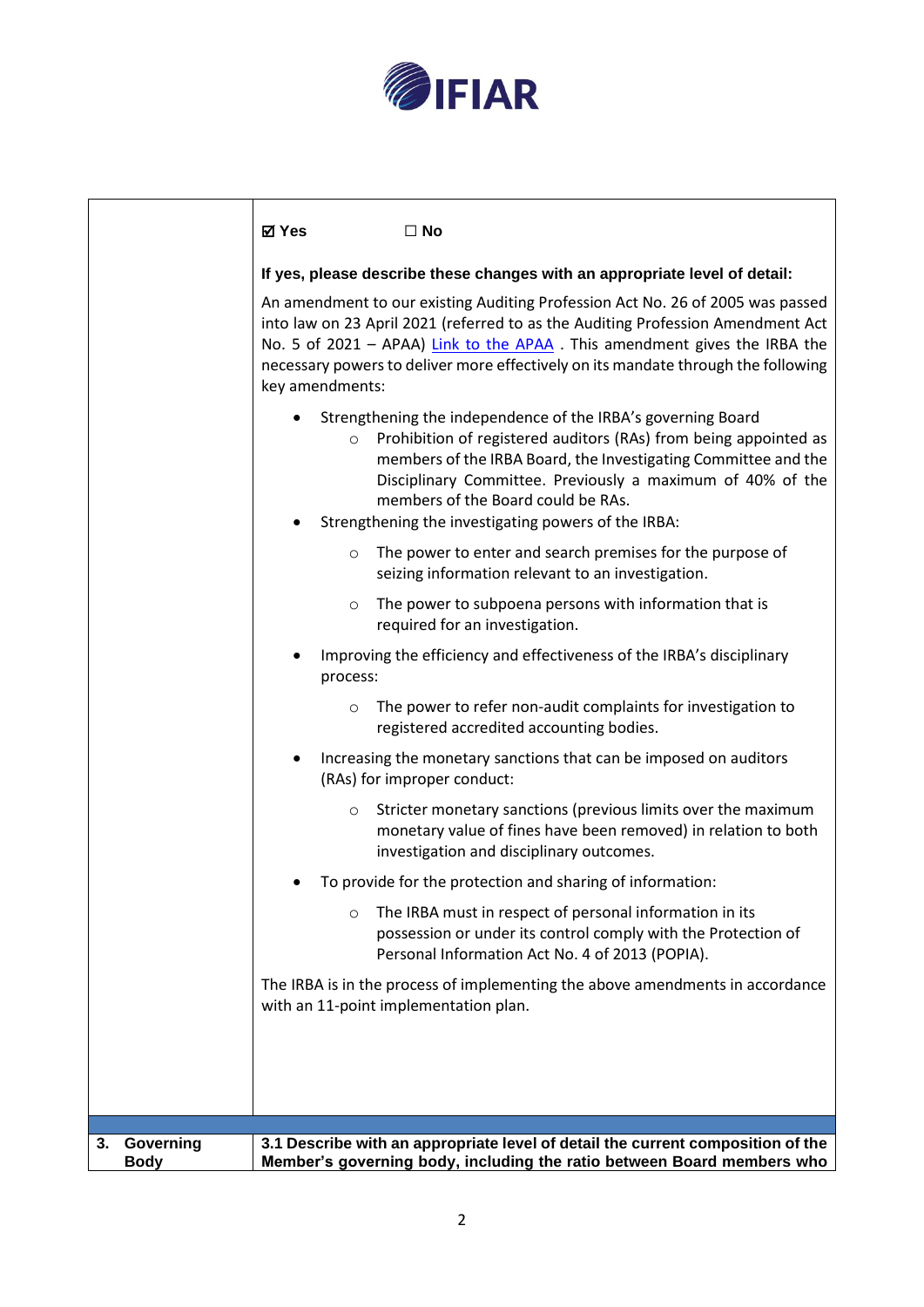| | |
|---|---|
| | ☑ **Yes** ☐ **No**<br><br>**If yes, please describe these changes with an appropriate level of detail:**<br><br>An amendment to our existing Auditing Profession Act No. 26 of 2005 was passed into law on 23 April 2021 (referred to as the Auditing Profession Amendment Act No. 5 of 2021 – APAA) Link to the APAA . This amendment gives the IRBA the necessary powers to deliver more effectively on its mandate through the following key amendments:<br><br>• Strengthening the independence of the IRBA's governing Board<br>&nbsp;&nbsp;&nbsp;&nbsp;○ Prohibition of registered auditors (RAs) from being appointed as members of the IRBA Board, the Investigating Committee and the Disciplinary Committee. Previously a maximum of 40% of the members of the Board could be RAs.<br>• Strengthening the investigating powers of the IRBA:<br>&nbsp;&nbsp;&nbsp;&nbsp;○ The power to enter and search premises for the purpose of seizing information relevant to an investigation.<br>&nbsp;&nbsp;&nbsp;&nbsp;○ The power to subpoena persons with information that is required for an investigation.<br>• Improving the efficiency and effectiveness of the IRBA's disciplinary process:<br>&nbsp;&nbsp;&nbsp;&nbsp;○ The power to refer non-audit complaints for investigation to registered accredited accounting bodies.<br>• Increasing the monetary sanctions that can be imposed on auditors (RAs) for improper conduct:<br>&nbsp;&nbsp;&nbsp;&nbsp;○ Stricter monetary sanctions (previous limits over the maximum monetary value of fines have been removed) in relation to both investigation and disciplinary outcomes.<br>• To provide for the protection and sharing of information:<br>&nbsp;&nbsp;&nbsp;&nbsp;○ The IRBA must in respect of personal information in its possession or under its control comply with the Protection of Personal Information Act No. 4 of 2013 (POPIA).<br><br>The IRBA is in the process of implementing the above amendments in accordance with an 11-point implementation plan. |
| | |
| **3. Governing Body** | **3.1 Describe with an appropriate level of detail the current composition of the Member's governing body, including the ratio between Board members who** |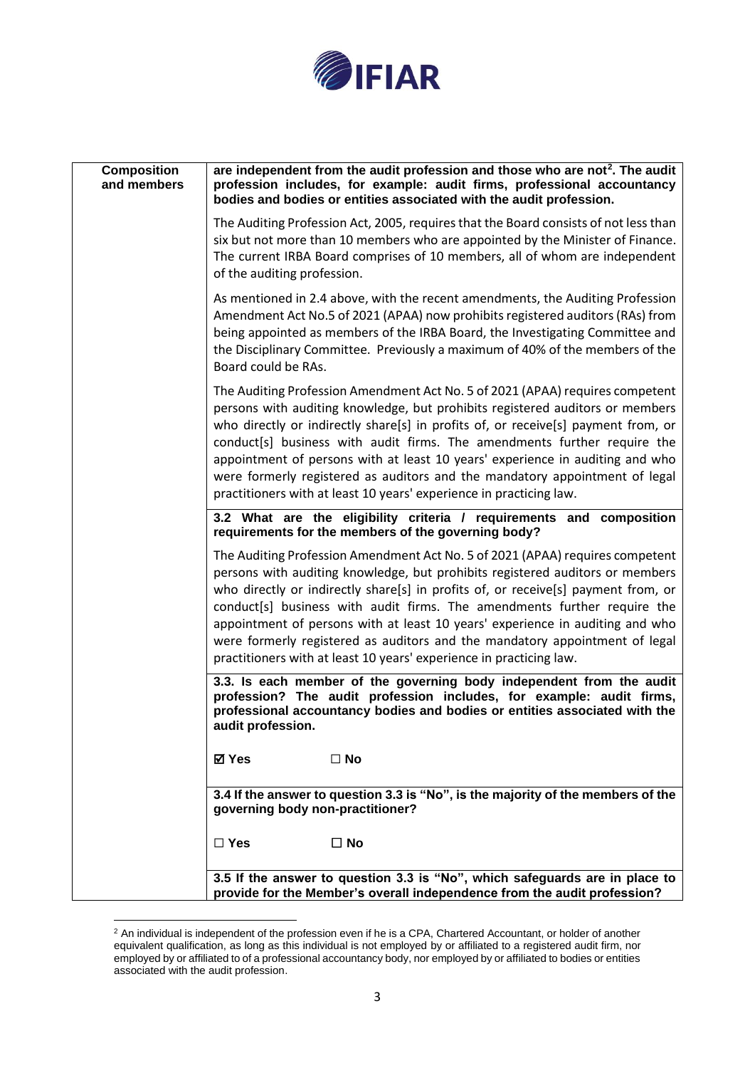| Composition and members | **are independent from the audit profession and those who are not[2]. The audit profession includes, for example: audit firms, professional accountancy bodies and bodies or entities associated with the audit profession.** |
|---|---|
| | The Auditing Profession Act, 2005, requires that the Board consists of not less than six but not more than 10 members who are appointed by the Minister of Finance. The current IRBA Board comprises of 10 members, all of whom are independent of the auditing profession. |
| | As mentioned in 2.4 above, with the recent amendments, the Auditing Profession Amendment Act No.5 of 2021 (APAA) now prohibits registered auditors (RAs) from being appointed as members of the IRBA Board, the Investigating Committee and the Disciplinary Committee. Previously a maximum of 40% of the members of the Board could be RAs. |
| | The Auditing Profession Amendment Act No. 5 of 2021 (APAA) requires competent persons with auditing knowledge, but prohibits registered auditors or members who directly or indirectly share[s] in profits of, or receive[s] payment from, or conduct[s] business with audit firms. The amendments further require the appointment of persons with at least 10 years' experience in auditing and who were formerly registered as auditors and the mandatory appointment of legal practitioners with at least 10 years' experience in practicing law. |
| | **3.2 What are the eligibility criteria / requirements and composition requirements for the members of the governing body?** |
| | The Auditing Profession Amendment Act No. 5 of 2021 (APAA) requires competent persons with auditing knowledge, but prohibits registered auditors or members who directly or indirectly share[s] in profits of, or receive[s] payment from, or conduct[s] business with audit firms. The amendments further require the appointment of persons with at least 10 years' experience in auditing and who were formerly registered as auditors and the mandatory appointment of legal practitioners with at least 10 years' experience in practicing law. |
| | **3.3. Is each member of the governing body independent from the audit profession? The audit profession includes, for example: audit firms, professional accountancy bodies and bodies or entities associated with the audit profession.** |
| | ☑ **Yes** ☐ **No** |
| | **3.4 If the answer to question 3.3 is "No", is the majority of the members of the governing body non-practitioner?** |
| | ☐ **Yes** ☐ **No** |
| | **3.5 If the answer to question 3.3 is "No", which safeguards are in place to provide for the Member's overall independence from the audit profession?** |

[2] An individual is independent of the profession even if he is a CPA, Chartered Accountant, or holder of another equivalent qualification, as long as this individual is not employed by or affiliated to a registered audit firm, nor employed by or affiliated to of a professional accountancy body, nor employed by or affiliated to bodies or entities associated with the audit profession.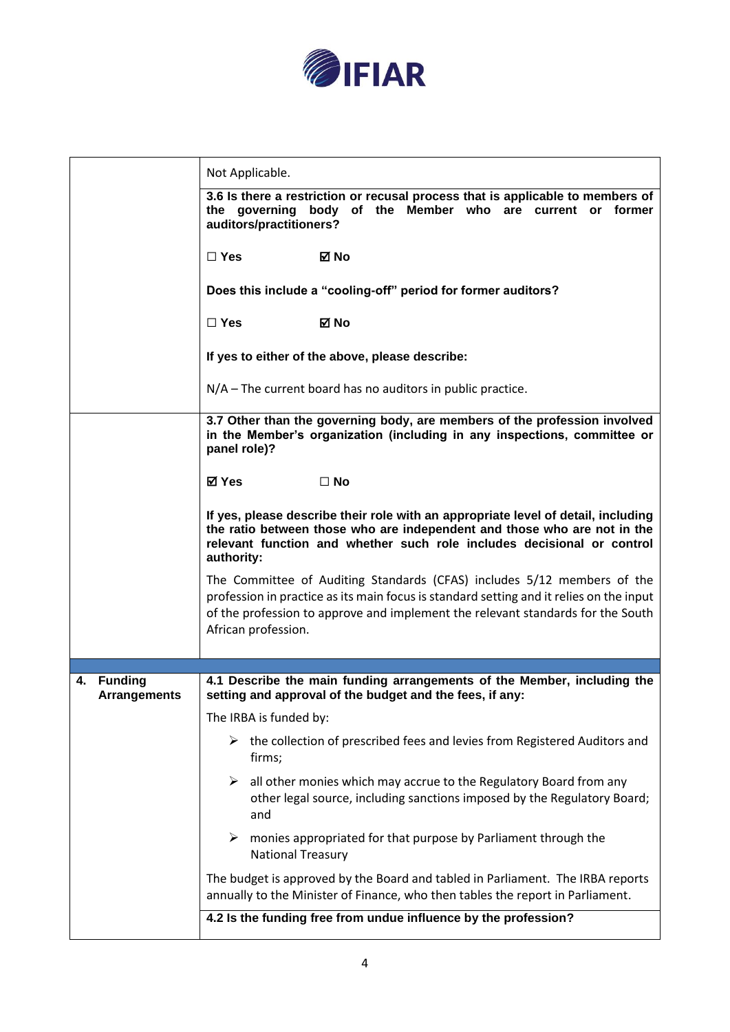| | |
|---|---|
| | Not Applicable. |
| | **3.6 Is there a restriction or recusal process that is applicable to members of the governing body of the Member who are current or former auditors/practitioners?**<br><br>☐ **Yes** ☑ **No**<br><br>**Does this include a "cooling-off" period for former auditors?**<br><br>☐ **Yes** ☑ **No**<br><br>**If yes to either of the above, please describe:**<br><br>N/A – The current board has no auditors in public practice. |
| | **3.7 Other than the governing body, are members of the profession involved in the Member's organization (including in any inspections, committee or panel role)?**<br><br>☑ **Yes** ☐ **No**<br><br>**If yes, please describe their role with an appropriate level of detail, including the ratio between those who are independent and those who are not in the relevant function and whether such role includes decisional or control authority:**<br><br>The Committee of Auditing Standards (CFAS) includes 5/12 members of the profession in practice as its main focus is standard setting and it relies on the input of the profession to approve and implement the relevant standards for the South African profession. |
| | |
| **4. Funding Arrangements** | **4.1 Describe the main funding arrangements of the Member, including the setting and approval of the budget and the fees, if any:** |
| | The IRBA is funded by:<br><br>➢ the collection of prescribed fees and levies from Registered Auditors and firms;<br><br>➢ all other monies which may accrue to the Regulatory Board from any other legal source, including sanctions imposed by the Regulatory Board; and<br><br>➢ monies appropriated for that purpose by Parliament through the National Treasury<br><br>The budget is approved by the Board and tabled in Parliament. The IRBA reports annually to the Minister of Finance, who then tables the report in Parliament. |
| | **4.2 Is the funding free from undue influence by the profession?** |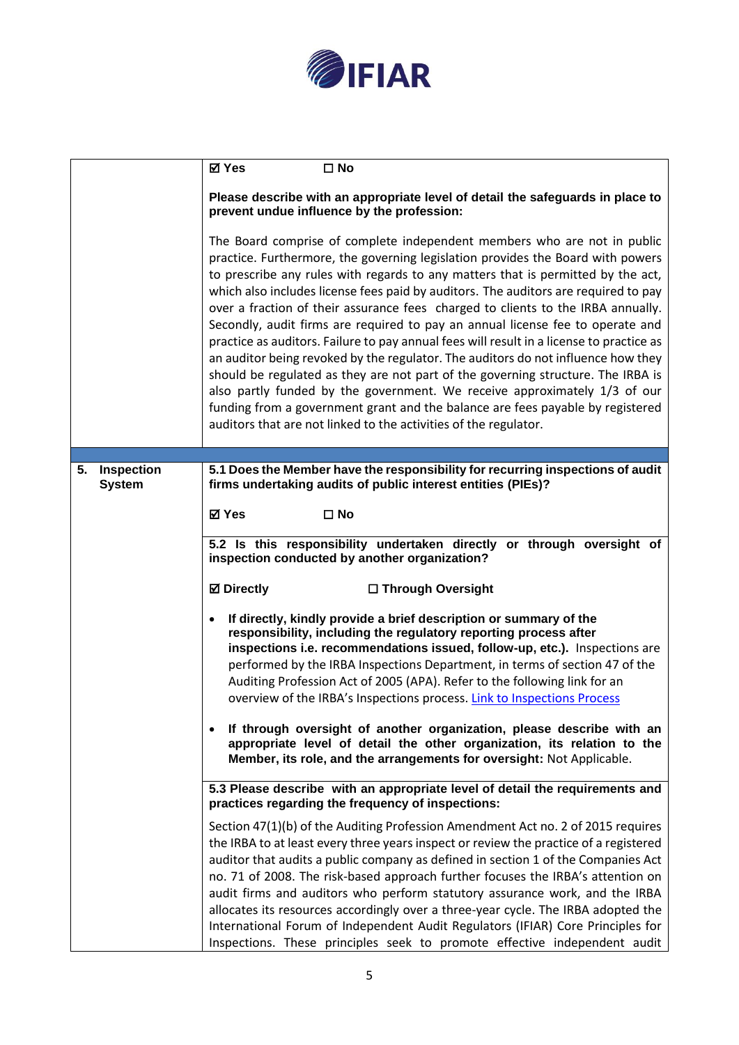| | |
|---|---|
| | ☑ Yes ☐ No<br><br>**Please describe with an appropriate level of detail the safeguards in place to prevent undue influence by the profession:**<br><br>The Board comprise of complete independent members who are not in public practice. Furthermore, the governing legislation provides the Board with powers to prescribe any rules with regards to any matters that is permitted by the act, which also includes license fees paid by auditors. The auditors are required to pay over a fraction of their assurance fees charged to clients to the IRBA annually. Secondly, audit firms are required to pay an annual license fee to operate and practice as auditors. Failure to pay annual fees will result in a license to practice as an auditor being revoked by the regulator. The auditors do not influence how they should be regulated as they are not part of the governing structure. The IRBA is also partly funded by the government. We receive approximately 1/3 of our funding from a government grant and the balance are fees payable by registered auditors that are not linked to the activities of the regulator. |
| | |
| **5. Inspection System** | **5.1 Does the Member have the responsibility for recurring inspections of audit firms undertaking audits of public interest entities (PIEs)?**<br><br>☑ Yes ☐ No |
| | **5.2 Is this responsibility undertaken directly or through oversight of inspection conducted by another organization?**<br><br>☑ Directly ☐ Through Oversight<br><br>• **If directly, kindly provide a brief description or summary of the responsibility, including the regulatory reporting process after inspections i.e. recommendations issued, follow-up, etc.).** Inspections are performed by the IRBA Inspections Department, in terms of section 47 of the Auditing Profession Act of 2005 (APA). Refer to the following link for an overview of the IRBA's Inspections process. Link to Inspections Process<br><br>• **If through oversight of another organization, please describe with an appropriate level of detail the other organization, its relation to the Member, its role, and the arrangements for oversight:** Not Applicable. |
| | **5.3 Please describe with an appropriate level of detail the requirements and practices regarding the frequency of inspections:**<br><br>Section 47(1)(b) of the Auditing Profession Amendment Act no. 2 of 2015 requires the IRBA to at least every three years inspect or review the practice of a registered auditor that audits a public company as defined in section 1 of the Companies Act no. 71 of 2008. The risk-based approach further focuses the IRBA's attention on audit firms and auditors who perform statutory assurance work, and the IRBA allocates its resources accordingly over a three-year cycle. The IRBA adopted the International Forum of Independent Audit Regulators (IFIAR) Core Principles for Inspections. These principles seek to promote effective independent audit |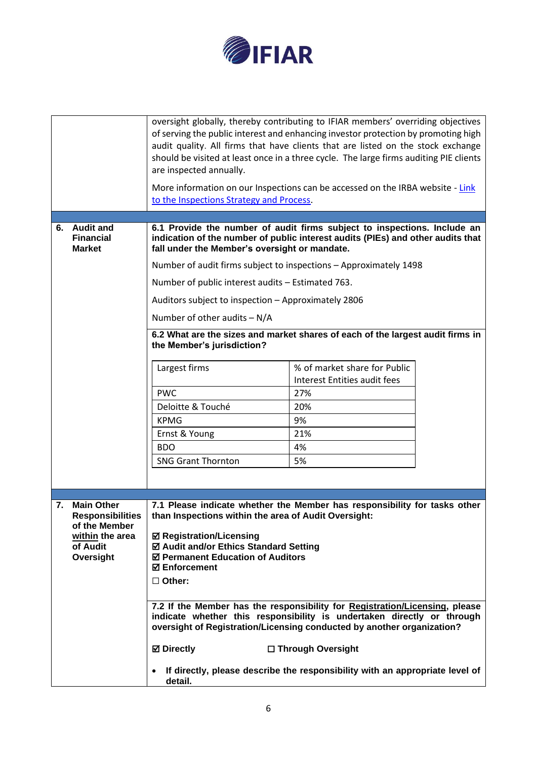| | |
|---|---|
| | oversight globally, thereby contributing to IFIAR members' overriding objectives of serving the public interest and enhancing investor protection by promoting high audit quality. All firms that have clients that are listed on the stock exchange should be visited at least once in a three cycle. The large firms auditing PIE clients are inspected annually.<br><br>More information on our Inspections can be accessed on the IRBA website - Link to the Inspections Strategy and Process. |
| **6. Audit and Financial Market** | **6.1 Provide the number of audit firms subject to inspections. Include an indication of the number of public interest audits (PIEs) and other audits that fall under the Member's oversight or mandate.**<br><br>Number of audit firms subject to inspections – Approximately 1498<br><br>Number of public interest audits – Estimated 763.<br><br>Auditors subject to inspection – Approximately 2806<br><br>Number of other audits – N/A |
| | **6.2 What are the sizes and market shares of each of the largest audit firms in the Member's jurisdiction?** |

| Largest firms | % of market share for Public Interest Entities audit fees |
|---|---|
| PWC | 27% |
| Deloitte & Touché | 20% |
| KPMG | 9% |
| Ernst & Young | 21% |
| BDO | 4% |
| SNG Grant Thornton | 5% |

| | |
|---|---|
| **7. Main Other Responsibilities of the Member within the area of Audit Oversight** | **7.1 Please indicate whether the Member has responsibility for tasks other than Inspections within the area of Audit Oversight:**<br><br>☑ **Registration/Licensing**<br>☑ **Audit and/or Ethics Standard Setting**<br>☑ **Permanent Education of Auditors**<br>☑ **Enforcement**<br>☐ **Other:** |
| | **7.2 If the Member has the responsibility for Registration/Licensing, please indicate whether this responsibility is undertaken directly or through oversight of Registration/Licensing conducted by another organization?**<br><br>☑ **Directly** ☐ **Through Oversight**<br><br>• **If directly, please describe the responsibility with an appropriate level of detail.** |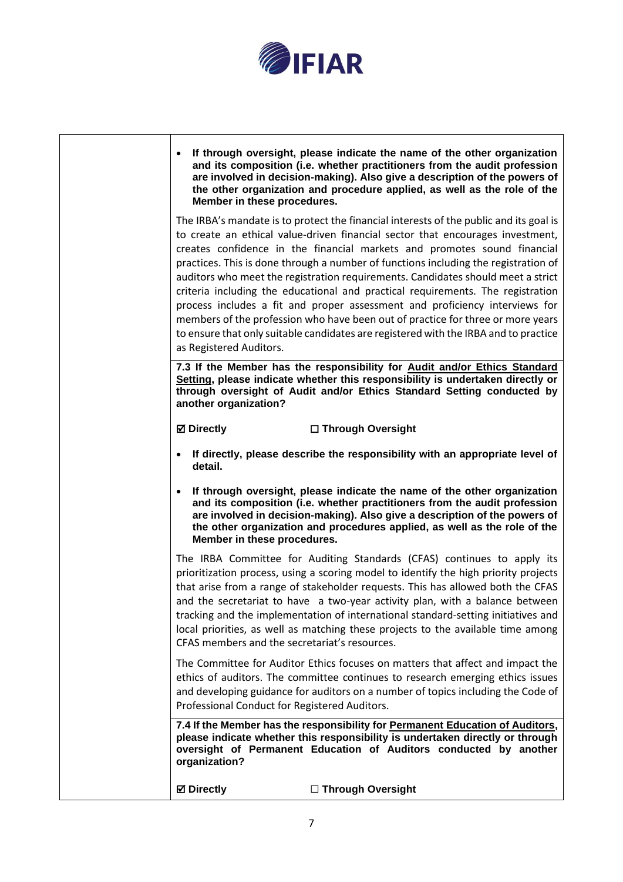|  |  |
|---|---|
|  | • **If through oversight, please indicate the name of the other organization and its composition (i.e. whether practitioners from the audit profession are involved in decision-making). Also give a description of the powers of the other organization and procedure applied, as well as the role of the Member in these procedures.**<br><br>The IRBA's mandate is to protect the financial interests of the public and its goal is to create an ethical value-driven financial sector that encourages investment, creates confidence in the financial markets and promotes sound financial practices. This is done through a number of functions including the registration of auditors who meet the registration requirements. Candidates should meet a strict criteria including the educational and practical requirements. The registration process includes a fit and proper assessment and proficiency interviews for members of the profession who have been out of practice for three or more years to ensure that only suitable candidates are registered with the IRBA and to practice as Registered Auditors. |
|  | **7.3 If the Member has the responsibility for Audit and/or Ethics Standard Setting, please indicate whether this responsibility is undertaken directly or through oversight of Audit and/or Ethics Standard Setting conducted by another organization?**<br><br>**☑ Directly** **☐ Through Oversight**<br><br>• **If directly, please describe the responsibility with an appropriate level of detail.**<br><br>• **If through oversight, please indicate the name of the other organization and its composition (i.e. whether practitioners from the audit profession are involved in decision-making). Also give a description of the powers of the other organization and procedures applied, as well as the role of the Member in these procedures.**<br><br>The IRBA Committee for Auditing Standards (CFAS) continues to apply its prioritization process, using a scoring model to identify the high priority projects that arise from a range of stakeholder requests. This has allowed both the CFAS and the secretariat to have a two-year activity plan, with a balance between tracking and the implementation of international standard-setting initiatives and local priorities, as well as matching these projects to the available time among CFAS members and the secretariat's resources.<br><br>The Committee for Auditor Ethics focuses on matters that affect and impact the ethics of auditors. The committee continues to research emerging ethics issues and developing guidance for auditors on a number of topics including the Code of Professional Conduct for Registered Auditors. |
|  | **7.4 If the Member has the responsibility for Permanent Education of Auditors, please indicate whether this responsibility is undertaken directly or through oversight of Permanent Education of Auditors conducted by another organization?**<br><br>**☑ Directly** **☐ Through Oversight** |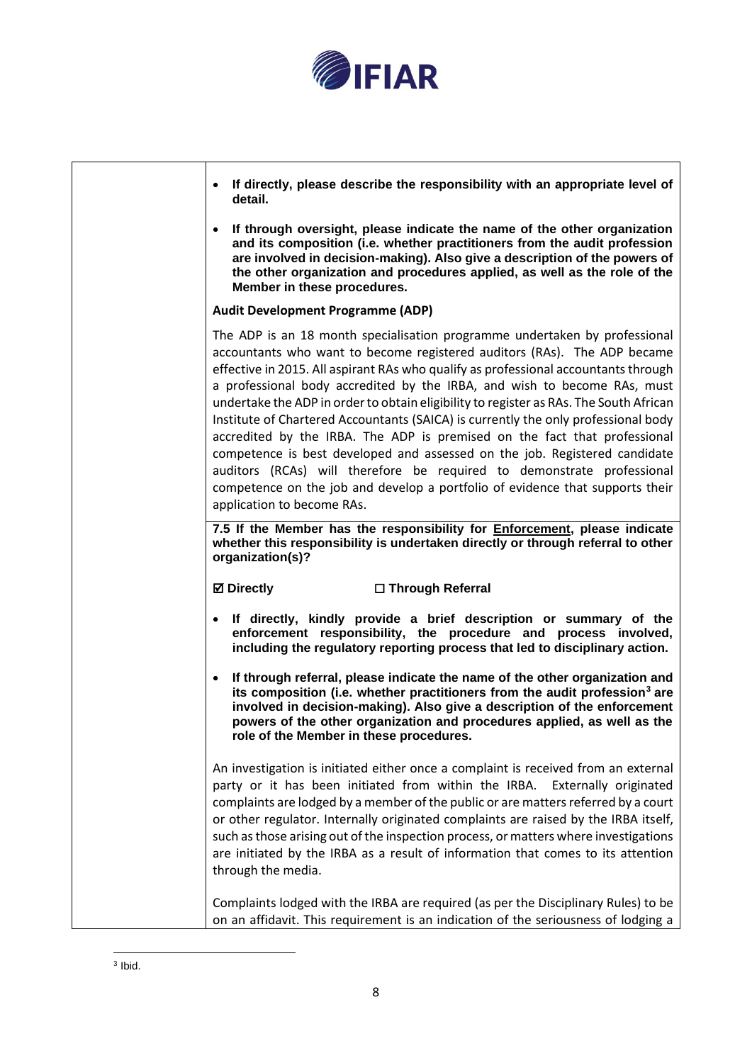- **If directly, please describe the responsibility with an appropriate level of detail.**
- **If through oversight, please indicate the name of the other organization and its composition (i.e. whether practitioners from the audit profession are involved in decision-making). Also give a description of the powers of the other organization and procedures applied, as well as the role of the Member in these procedures.**

**Audit Development Programme (ADP)**

The ADP is an 18 month specialisation programme undertaken by professional accountants who want to become registered auditors (RAs). The ADP became effective in 2015. All aspirant RAs who qualify as professional accountants through a professional body accredited by the IRBA, and wish to become RAs, must undertake the ADP in order to obtain eligibility to register as RAs. The South African Institute of Chartered Accountants (SAICA) is currently the only professional body accredited by the IRBA. The ADP is premised on the fact that professional competence is best developed and assessed on the job. Registered candidate auditors (RCAs) will therefore be required to demonstrate professional competence on the job and develop a portfolio of evidence that supports their application to become RAs.

**7.5 If the Member has the responsibility for Enforcement, please indicate whether this responsibility is undertaken directly or through referral to other organization(s)?**

**☑ Directly** **☐ Through Referral**

- **If directly, kindly provide a brief description or summary of the enforcement responsibility, the procedure and process involved, including the regulatory reporting process that led to disciplinary action.**
- **If through referral, please indicate the name of the other organization and its composition (i.e. whether practitioners from the audit profession[3] are involved in decision-making). Also give a description of the enforcement powers of the other organization and procedures applied, as well as the role of the Member in these procedures.**

An investigation is initiated either once a complaint is received from an external party or it has been initiated from within the IRBA. Externally originated complaints are lodged by a member of the public or are matters referred by a court or other regulator. Internally originated complaints are raised by the IRBA itself, such as those arising out of the inspection process, or matters where investigations are initiated by the IRBA as a result of information that comes to its attention through the media.

Complaints lodged with the IRBA are required (as per the Disciplinary Rules) to be on an affidavit. This requirement is an indication of the seriousness of lodging a

[3] Ibid.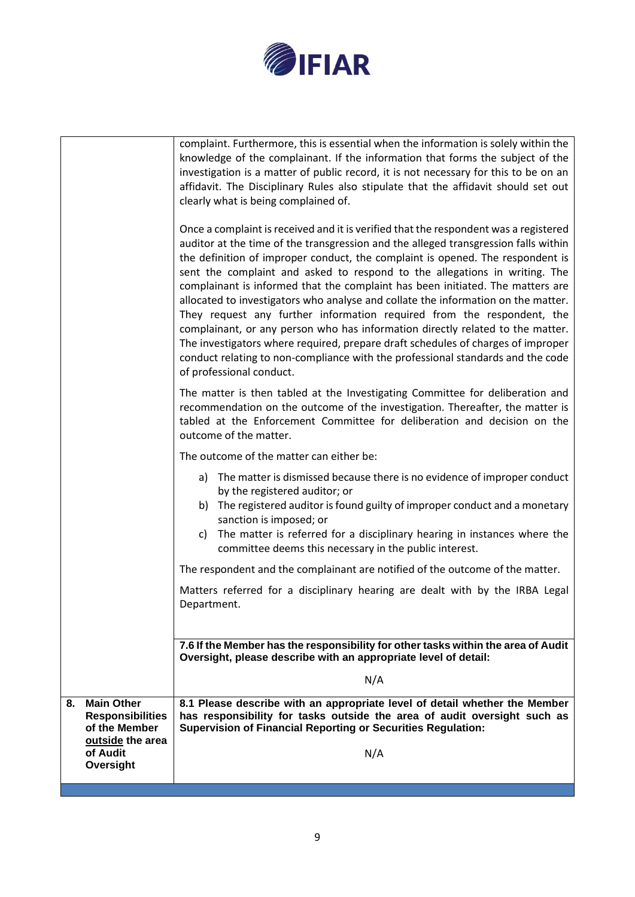| | |
|---|---|
| | complaint. Furthermore, this is essential when the information is solely within the knowledge of the complainant. If the information that forms the subject of the investigation is a matter of public record, it is not necessary for this to be on an affidavit. The Disciplinary Rules also stipulate that the affidavit should set out clearly what is being complained of.<br><br>Once a complaint is received and it is verified that the respondent was a registered auditor at the time of the transgression and the alleged transgression falls within the definition of improper conduct, the complaint is opened. The respondent is sent the complaint and asked to respond to the allegations in writing. The complainant is informed that the complaint has been initiated. The matters are allocated to investigators who analyse and collate the information on the matter. They request any further information required from the respondent, the complainant, or any person who has information directly related to the matter. The investigators where required, prepare draft schedules of charges of improper conduct relating to non-compliance with the professional standards and the code of professional conduct.<br><br>The matter is then tabled at the Investigating Committee for deliberation and recommendation on the outcome of the investigation. Thereafter, the matter is tabled at the Enforcement Committee for deliberation and decision on the outcome of the matter.<br><br>The outcome of the matter can either be:<br><br>a) The matter is dismissed because there is no evidence of improper conduct by the registered auditor; or<br>b) The registered auditor is found guilty of improper conduct and a monetary sanction is imposed; or<br>c) The matter is referred for a disciplinary hearing in instances where the committee deems this necessary in the public interest.<br><br>The respondent and the complainant are notified of the outcome of the matter.<br><br>Matters referred for a disciplinary hearing are dealt with by the IRBA Legal Department. |
| | **7.6 If the Member has the responsibility for other tasks within the area of Audit Oversight, please describe with an appropriate level of detail:**<br><br>N/A |
| **8. Main Other Responsibilities of the Member <u>outside</u> the area of Audit Oversight** | **8.1 Please describe with an appropriate level of detail whether the Member has responsibility for tasks outside the area of audit oversight such as Supervision of Financial Reporting or Securities Regulation:**<br><br>N/A |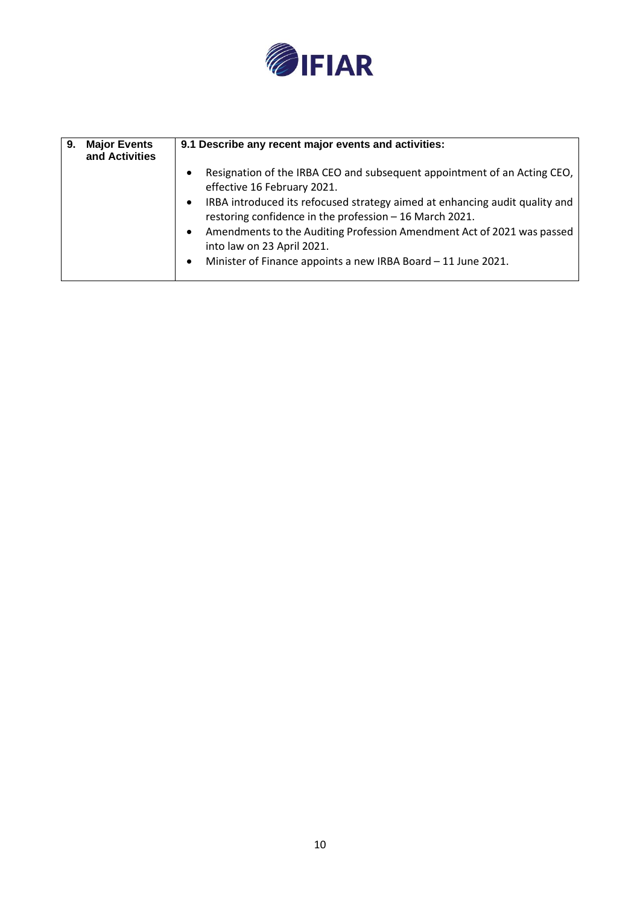| | | |
|---|---|---|
| 9. | Major Events and Activities | **9.1 Describe any recent major events and activities:**<br><br>• Resignation of the IRBA CEO and subsequent appointment of an Acting CEO, effective 16 February 2021.<br>• IRBA introduced its refocused strategy aimed at enhancing audit quality and restoring confidence in the profession – 16 March 2021.<br>• Amendments to the Auditing Profession Amendment Act of 2021 was passed into law on 23 April 2021.<br>• Minister of Finance appoints a new IRBA Board – 11 June 2021. |